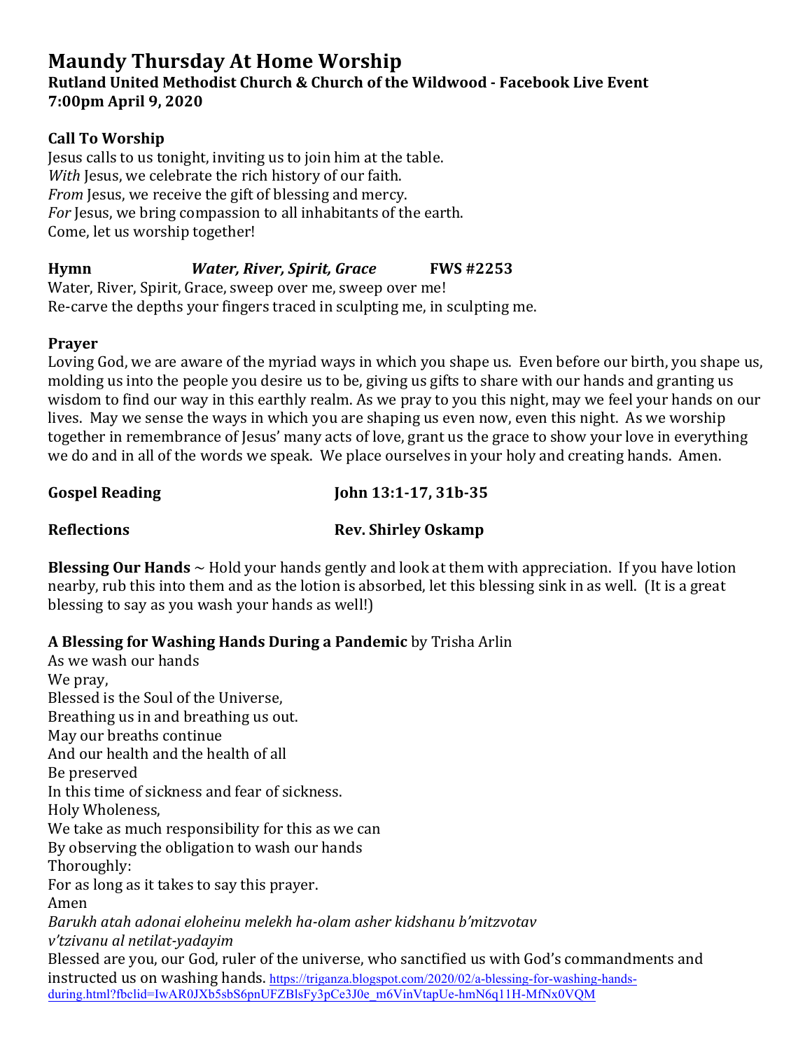# Maundy Thursday At Home Worship

**Rutland United Methodist Church & Church of the Wildwood - Facebook Live Event**
**7:00pm April 9, 2020**

**Call To Worship**

Jesus calls to us tonight, inviting us to join him at the table.
*With* Jesus, we celebrate the rich history of our faith.
*From* Jesus, we receive the gift of blessing and mercy.
*For* Jesus, we bring compassion to all inhabitants of the earth.
Come, let us worship together!

**Hymn** ***Water, River, Spirit, Grace*** **FWS #2253**

Water, River, Spirit, Grace, sweep over me, sweep over me!
Re-carve the depths your fingers traced in sculpting me, in sculpting me.

**Prayer**

Loving God, we are aware of the myriad ways in which you shape us. Even before our birth, you shape us, molding us into the people you desire us to be, giving us gifts to share with our hands and granting us wisdom to find our way in this earthly realm. As we pray to you this night, may we feel your hands on our lives. May we sense the ways in which you are shaping us even now, even this night. As we worship together in remembrance of Jesus' many acts of love, grant us the grace to show your love in everything we do and in all of the words we speak. We place ourselves in your holy and creating hands. Amen.

**Gospel Reading** **John 13:1-17, 31b-35**

**Reflections** **Rev. Shirley Oskamp**

**Blessing Our Hands** ~ Hold your hands gently and look at them with appreciation. If you have lotion nearby, rub this into them and as the lotion is absorbed, let this blessing sink in as well. (It is a great blessing to say as you wash your hands as well!)

**A Blessing for Washing Hands During a Pandemic** by Trisha Arlin

As we wash our hands
We pray,
Blessed is the Soul of the Universe,
Breathing us in and breathing us out.
May our breaths continue
And our health and the health of all
Be preserved
In this time of sickness and fear of sickness.
Holy Wholeness,
We take as much responsibility for this as we can
By observing the obligation to wash our hands
Thoroughly:
For as long as it takes to say this prayer.
Amen
*Barukh atah adonai eloheinu melekh ha-olam asher kidshanu b'mitzvotav v'tzivanu al netilat-yadayim*
Blessed are you, our God, ruler of the universe, who sanctified us with God's commandments and instructed us on washing hands. https://triganza.blogspot.com/2020/02/a-blessing-for-washing-hands-during.html?fbclid=IwAR0JXb5sbS6pnUFZBlsFy3pCe3J0e_m6VinVtapUe-hmN6q11H-MfNx0VQM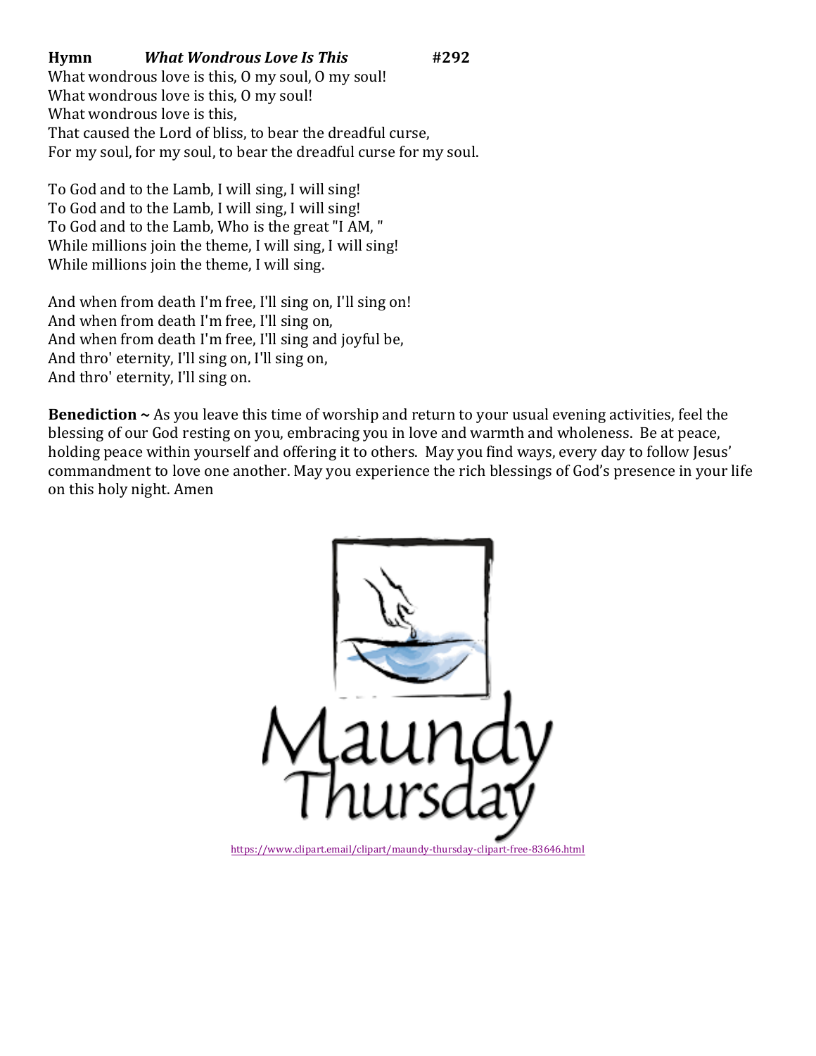**Hymn** ***What Wondrous Love Is This*** **#292**

What wondrous love is this, O my soul, O my soul!
What wondrous love is this, O my soul!
What wondrous love is this,
That caused the Lord of bliss, to bear the dreadful curse,
For my soul, for my soul, to bear the dreadful curse for my soul.

To God and to the Lamb, I will sing, I will sing!
To God and to the Lamb, I will sing, I will sing!
To God and to the Lamb, Who is the great "I AM, "
While millions join the theme, I will sing, I will sing!
While millions join the theme, I will sing.

And when from death I'm free, I'll sing on, I'll sing on!
And when from death I'm free, I'll sing on,
And when from death I'm free, I'll sing and joyful be,
And thro' eternity, I'll sing on, I'll sing on,
And thro' eternity, I'll sing on.

**Benediction ~** As you leave this time of worship and return to your usual evening activities, feel the blessing of our God resting on you, embracing you in love and warmth and wholeness. Be at peace, holding peace within yourself and offering it to others. May you find ways, every day to follow Jesus' commandment to love one another. May you experience the rich blessings of God's presence in your life on this holy night. Amen

Maundy Thursday

https://www.clipart.email/clipart/maundy-thursday-clipart-free-83646.html